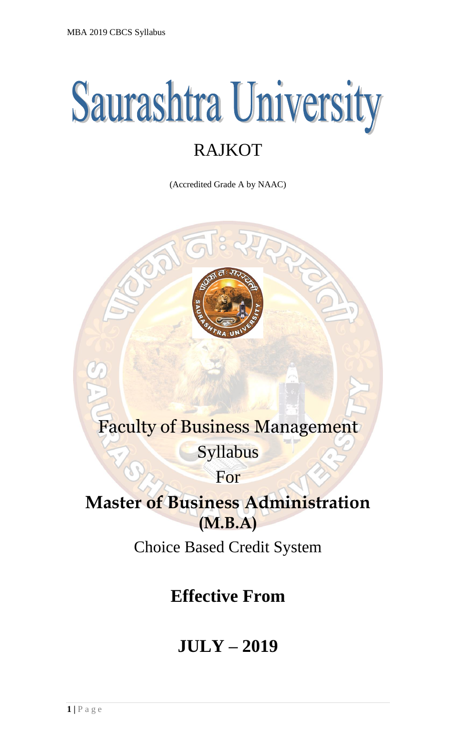# Saurashtra University

## RAJKOT

(Accredited Grade A by NAAC)

Faculty of Business Management

Syllabus

For

**Master of Business Administration (M.B.A)**

Choice Based Credit System

## Effective From

## JULY – 2019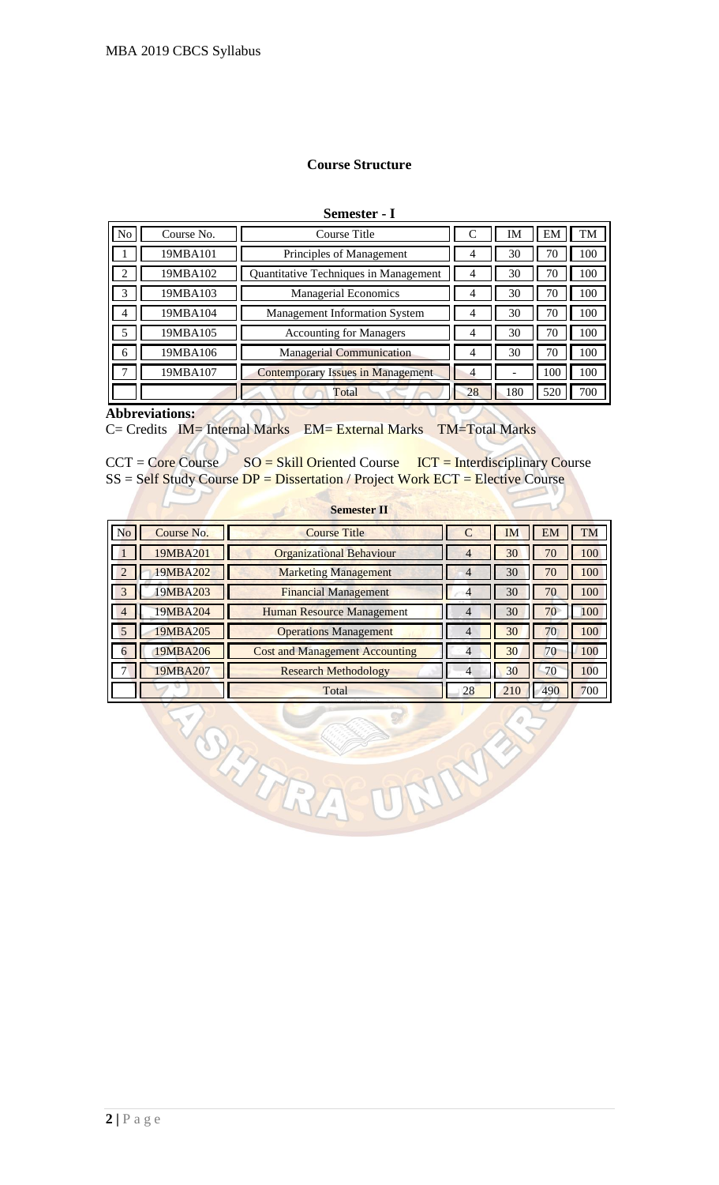## Course Structure

**Semester - I**

| No | Course No. | Course Title | C | IM | EM | TM |
|---|---|---|---|---|---|---|
| 1 | 19MBA101 | Principles of Management | 4 | 30 | 70 | 100 |
| 2 | 19MBA102 | Quantitative Techniques in Management | 4 | 30 | 70 | 100 |
| 3 | 19MBA103 | Managerial Economics | 4 | 30 | 70 | 100 |
| 4 | 19MBA104 | Management Information System | 4 | 30 | 70 | 100 |
| 5 | 19MBA105 | Accounting for Managers | 4 | 30 | 70 | 100 |
| 6 | 19MBA106 | Managerial Communication | 4 | 30 | 70 | 100 |
| 7 | 19MBA107 | Contemporary Issues in Management | 4 | - | 100 | 100 |
| | | Total | 28 | 180 | 520 | 700 |

**Abbreviations:**

C= Credits IM= Internal Marks EM= External Marks TM=Total Marks

CCT = Core Course SO = Skill Oriented Course ICT = Interdisciplinary Course
SS = Self Study Course DP = Dissertation / Project Work ECT = Elective Course

**Semester II**

| No | Course No. | Course Title | C | IM | EM | TM |
|---|---|---|---|---|---|---|
| 1 | 19MBA201 | Organizational Behaviour | 4 | 30 | 70 | 100 |
| 2 | 19MBA202 | Marketing Management | 4 | 30 | 70 | 100 |
| 3 | 19MBA203 | Financial Management | 4 | 30 | 70 | 100 |
| 4 | 19MBA204 | Human Resource Management | 4 | 30 | 70 | 100 |
| 5 | 19MBA205 | Operations Management | 4 | 30 | 70 | 100 |
| 6 | 19MBA206 | Cost and Management Accounting | 4 | 30 | 70 | 100 |
| 7 | 19MBA207 | Research Methodology | 4 | 30 | 70 | 100 |
| | | Total | 28 | 210 | 490 | 700 |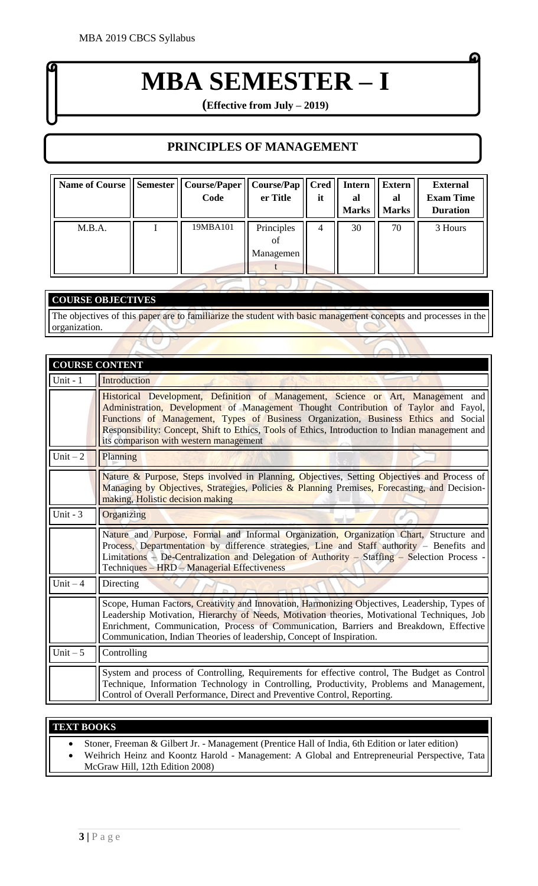# MBA SEMESTER – I

**(Effective from July – 2019)**

## PRINCIPLES OF MANAGEMENT

| Name of Course | Semester | Course/Paper Code | Course/Paper Title | Credit | Internal Marks | External Marks | External Exam Time Duration |
|---|---|---|---|---|---|---|---|
| M.B.A. | I | 19MBA101 | Principles of Management | 4 | 30 | 70 | 3 Hours |

**COURSE OBJECTIVES**

The objectives of this paper are to familiarize the student with basic management concepts and processes in the organization.

**COURSE CONTENT**

| | |
|---|---|
| Unit - 1 | Introduction |
| | Historical Development, Definition of Management, Science or Art, Management and Administration, Development of Management Thought Contribution of Taylor and Fayol, Functions of Management, Types of Business Organization, Business Ethics and Social Responsibility: Concept, Shift to Ethics, Tools of Ethics, Introduction to Indian management and its comparison with western management |
| Unit – 2 | Planning |
| | Nature & Purpose, Steps involved in Planning, Objectives, Setting Objectives and Process of Managing by Objectives, Strategies, Policies & Planning Premises, Forecasting, and Decision-making, Holistic decision making |
| Unit - 3 | Organizing |
| | Nature and Purpose, Formal and Informal Organization, Organization Chart, Structure and Process, Departmentation by difference strategies, Line and Staff authority – Benefits and Limitations – De-Centralization and Delegation of Authority – Staffing – Selection Process - Techniques – HRD – Managerial Effectiveness |
| Unit – 4 | Directing |
| | Scope, Human Factors, Creativity and Innovation, Harmonizing Objectives, Leadership, Types of Leadership Motivation, Hierarchy of Needs, Motivation theories, Motivational Techniques, Job Enrichment, Communication, Process of Communication, Barriers and Breakdown, Effective Communication, Indian Theories of leadership, Concept of Inspiration. |
| Unit – 5 | Controlling |
| | System and process of Controlling, Requirements for effective control, The Budget as Control Technique, Information Technology in Controlling, Productivity, Problems and Management, Control of Overall Performance, Direct and Preventive Control, Reporting. |

**TEXT BOOKS**

- Stoner, Freeman & Gilbert Jr. - Management (Prentice Hall of India, 6th Edition or later edition)
- Weihrich Heinz and Koontz Harold - Management: A Global and Entrepreneurial Perspective, Tata McGraw Hill, 12th Edition 2008)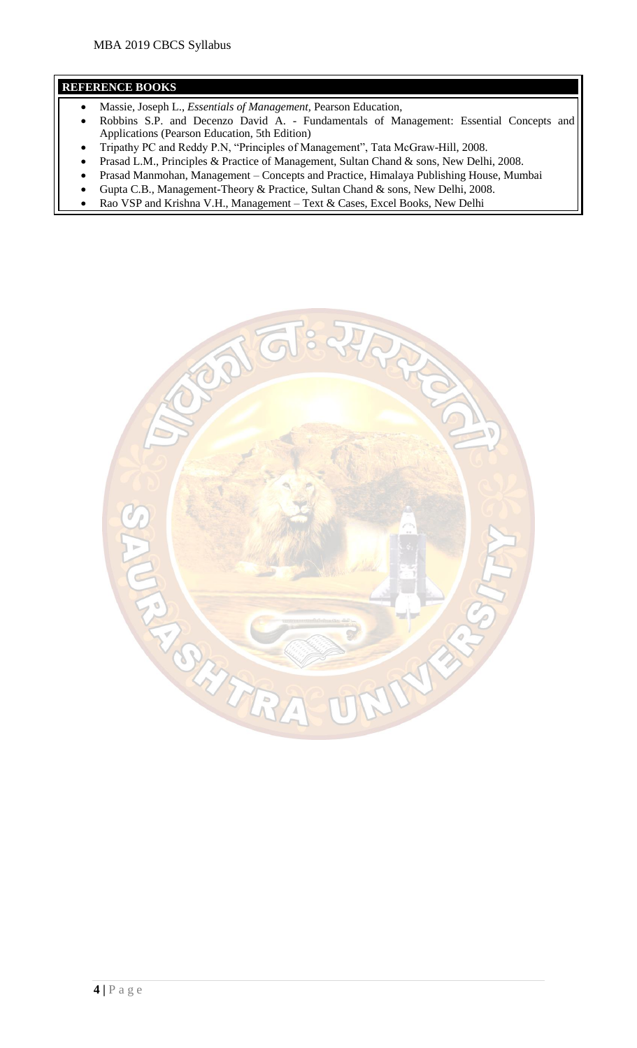## REFERENCE BOOKS

- Massie, Joseph L., *Essentials of Management,* Pearson Education,
- Robbins S.P. and Decenzo David A. - Fundamentals of Management: Essential Concepts and Applications (Pearson Education, 5th Edition)
- Tripathy PC and Reddy P.N, "Principles of Management", Tata McGraw-Hill, 2008.
- Prasad L.M., Principles & Practice of Management, Sultan Chand & sons, New Delhi, 2008.
- Prasad Manmohan, Management – Concepts and Practice, Himalaya Publishing House, Mumbai
- Gupta C.B., Management-Theory & Practice, Sultan Chand & sons, New Delhi, 2008.
- Rao VSP and Krishna V.H., Management – Text & Cases, Excel Books, New Delhi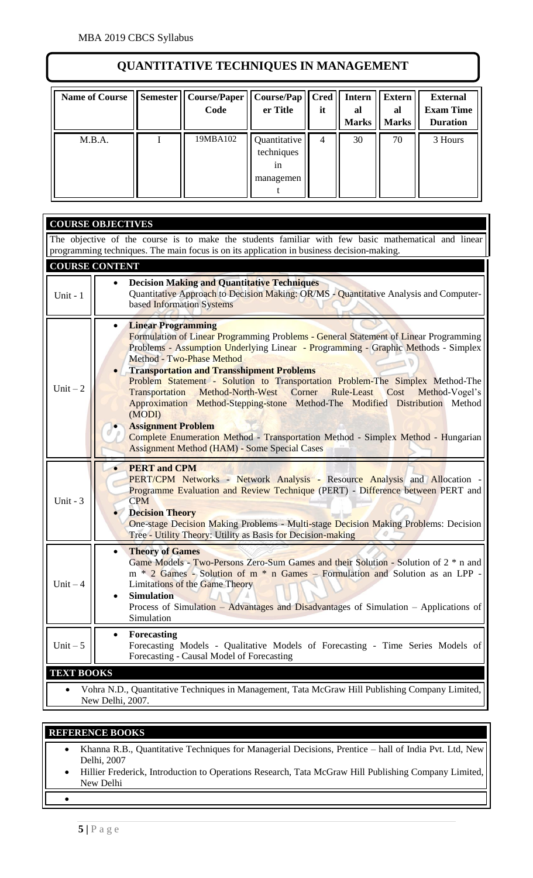# QUANTITATIVE TECHNIQUES IN MANAGEMENT

| Name of Course | Semester | Course/Paper Code | Course/Paper Title | Credit | Internal Marks | External Marks | External Exam Time Duration |
|---|---|---|---|---|---|---|---|
| M.B.A. | I | 19MBA102 | Quantitative techniques in management | 4 | 30 | 70 | 3 Hours |

## COURSE OBJECTIVES

The objective of the course is to make the students familiar with few basic mathematical and linear programming techniques. The main focus is on its application in business decision-making.

## COURSE CONTENT

| Unit | Content |
|---|---|
| Unit - 1 | • **Decision Making and Quantitative Techniques**<br>Quantitative Approach to Decision Making: OR/MS - Quantitative Analysis and Computer-based Information Systems |
| Unit – 2 | • **Linear Programming**<br>Formulation of Linear Programming Problems - General Statement of Linear Programming Problems - Assumption Underlying Linear - Programming - Graphic Methods - Simplex Method - Two-Phase Method<br>• **Transportation and Transshipment Problems**<br>Problem Statement - Solution to Transportation Problem-The Simplex Method-The Transportation Method-North-West Corner Rule-Least Cost Method-Vogel's Approximation Method-Stepping-stone Method-The Modified Distribution Method (MODI)<br>• **Assignment Problem**<br>Complete Enumeration Method - Transportation Method - Simplex Method - Hungarian Assignment Method (HAM) - Some Special Cases |
| Unit - 3 | • **PERT and CPM**<br>PERT/CPM Networks - Network Analysis - Resource Analysis and Allocation - Programme Evaluation and Review Technique (PERT) - Difference between PERT and CPM<br>• **Decision Theory**<br>One-stage Decision Making Problems - Multi-stage Decision Making Problems: Decision Tree - Utility Theory: Utility as Basis for Decision-making |
| Unit – 4 | • **Theory of Games**<br>Game Models - Two-Persons Zero-Sum Games and their Solution - Solution of 2 * n and m * 2 Games - Solution of m * n Games – Formulation and Solution as an LPP - Limitations of the Game Theory<br>• **Simulation**<br>Process of Simulation – Advantages and Disadvantages of Simulation – Applications of Simulation |
| Unit – 5 | • **Forecasting**<br>Forecasting Models - Qualitative Models of Forecasting - Time Series Models of Forecasting - Causal Model of Forecasting |

## TEXT BOOKS

- Vohra N.D., Quantitative Techniques in Management, Tata McGraw Hill Publishing Company Limited, New Delhi, 2007.

## REFERENCE BOOKS

- Khanna R.B., Quantitative Techniques for Managerial Decisions, Prentice – hall of India Pvt. Ltd, New Delhi, 2007
- Hillier Frederick, Introduction to Operations Research, Tata McGraw Hill Publishing Company Limited, New Delhi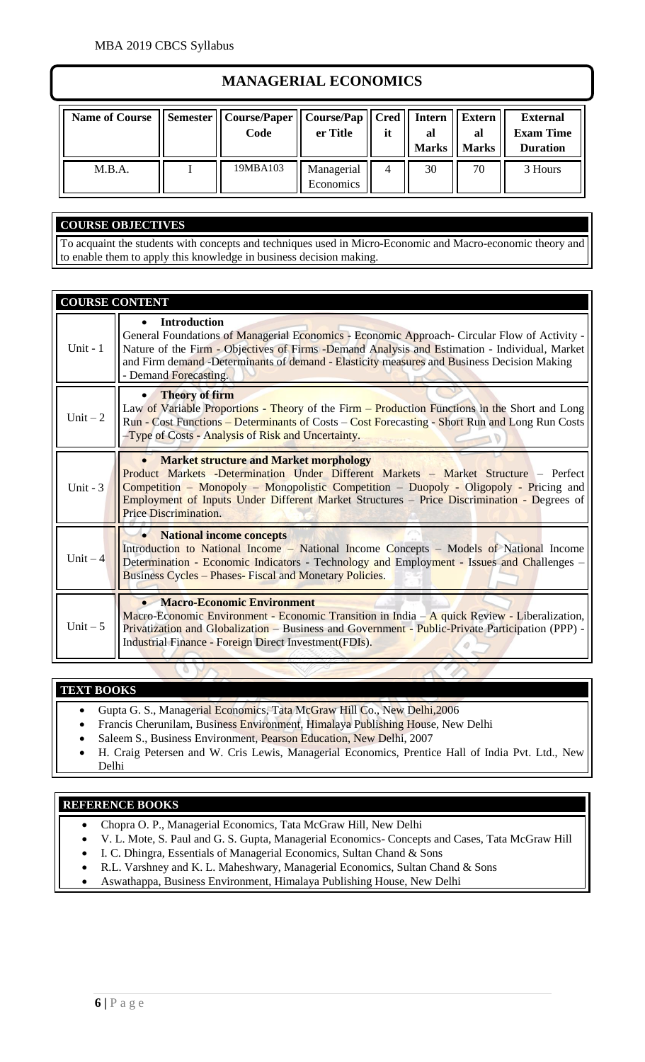# MANAGERIAL ECONOMICS

| Name of Course | Semester | Course/Paper Code | Course/Paper Title | Credit | Internal Marks | External Marks | External Exam Time Duration |
|---|---|---|---|---|---|---|---|
| M.B.A. | I | 19MBA103 | Managerial Economics | 4 | 30 | 70 | 3 Hours |

## COURSE OBJECTIVES

To acquaint the students with concepts and techniques used in Micro-Economic and Macro-economic theory and to enable them to apply this knowledge in business decision making.

## COURSE CONTENT

| | |
|---|---|
| Unit - 1 | • **Introduction** General Foundations of Managerial Economics - Economic Approach- Circular Flow of Activity - Nature of the Firm - Objectives of Firms -Demand Analysis and Estimation - Individual, Market and Firm demand -Determinants of demand - Elasticity measures and Business Decision Making - Demand Forecasting. |
| Unit – 2 | • **Theory of firm** Law of Variable Proportions - Theory of the Firm – Production Functions in the Short and Long Run - Cost Functions – Determinants of Costs – Cost Forecasting - Short Run and Long Run Costs –Type of Costs - Analysis of Risk and Uncertainty. |
| Unit - 3 | • **Market structure and Market morphology** Product Markets -Determination Under Different Markets – Market Structure – Perfect Competition – Monopoly – Monopolistic Competition – Duopoly - Oligopoly - Pricing and Employment of Inputs Under Different Market Structures – Price Discrimination - Degrees of Price Discrimination. |
| Unit – 4 | • **National income concepts** Introduction to National Income – National Income Concepts – Models of National Income Determination - Economic Indicators - Technology and Employment - Issues and Challenges – Business Cycles – Phases- Fiscal and Monetary Policies. |
| Unit – 5 | • **Macro-Economic Environment** Macro-Economic Environment - Economic Transition in India – A quick Review - Liberalization, Privatization and Globalization – Business and Government - Public-Private Participation (PPP) - Industrial Finance - Foreign Direct Investment(FDIs). |

## TEXT BOOKS

- Gupta G. S., Managerial Economics, Tata McGraw Hill Co., New Delhi,2006
- Francis Cherunilam, Business Environment, Himalaya Publishing House, New Delhi
- Saleem S., Business Environment, Pearson Education, New Delhi, 2007
- H. Craig Petersen and W. Cris Lewis, Managerial Economics, Prentice Hall of India Pvt. Ltd., New Delhi

## REFERENCE BOOKS

- Chopra O. P., Managerial Economics, Tata McGraw Hill, New Delhi
- V. L. Mote, S. Paul and G. S. Gupta, Managerial Economics- Concepts and Cases, Tata McGraw Hill
- I. C. Dhingra, Essentials of Managerial Economics, Sultan Chand & Sons
- R.L. Varshney and K. L. Maheshwary, Managerial Economics, Sultan Chand & Sons
- Aswathappa, Business Environment, Himalaya Publishing House, New Delhi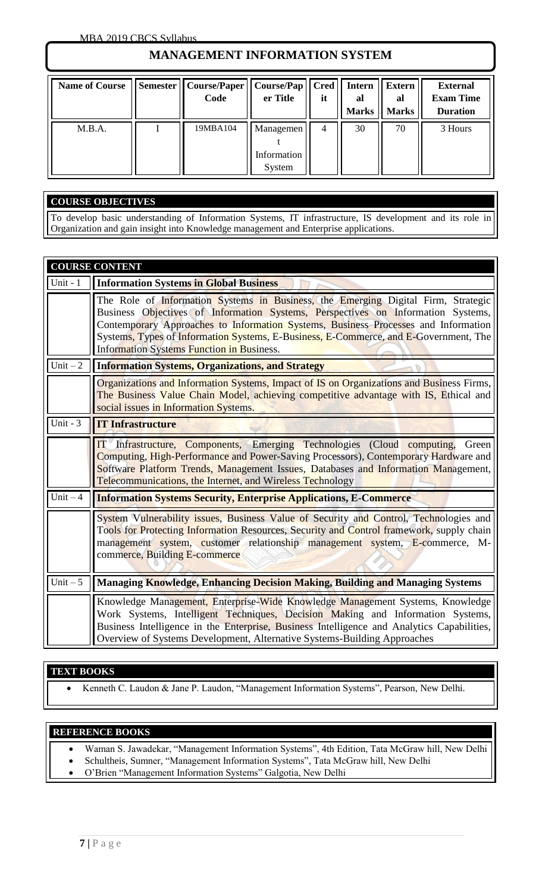# MANAGEMENT INFORMATION SYSTEM

| Name of Course | Semester | Course/Paper Code | Course/Paper Title | Credit | Internal Marks | External Marks | External Exam Time Duration |
|---|---|---|---|---|---|---|---|
| M.B.A. | I | 19MBA104 | Management Information System | 4 | 30 | 70 | 3 Hours |

## COURSE OBJECTIVES

To develop basic understanding of Information Systems, IT infrastructure, IS development and its role in Organization and gain insight into Knowledge management and Enterprise applications.

## COURSE CONTENT

| Unit | Content |
|---|---|
| Unit - 1 | **Information Systems in Global Business** |
| | The Role of Information Systems in Business, the Emerging Digital Firm, Strategic Business Objectives of Information Systems, Perspectives on Information Systems, Contemporary Approaches to Information Systems, Business Processes and Information Systems, Types of Information Systems, E-Business, E-Commerce, and E-Government, The Information Systems Function in Business. |
| Unit – 2 | **Information Systems, Organizations, and Strategy** |
| | Organizations and Information Systems, Impact of IS on Organizations and Business Firms, The Business Value Chain Model, achieving competitive advantage with IS, Ethical and social issues in Information Systems. |
| Unit - 3 | **IT Infrastructure** |
| | IT Infrastructure, Components, Emerging Technologies (Cloud computing, Green Computing, High-Performance and Power-Saving Processors), Contemporary Hardware and Software Platform Trends, Management Issues, Databases and Information Management, Telecommunications, the Internet, and Wireless Technology |
| Unit – 4 | **Information Systems Security, Enterprise Applications, E-Commerce** |
| | System Vulnerability issues, Business Value of Security and Control, Technologies and Tools for Protecting Information Resources, Security and Control framework, supply chain management system, customer relationship management system, E-commerce, M-commerce, Building E-commerce |
| Unit – 5 | **Managing Knowledge, Enhancing Decision Making, Building and Managing Systems** |
| | Knowledge Management, Enterprise-Wide Knowledge Management Systems, Knowledge Work Systems, Intelligent Techniques, Decision Making and Information Systems, Business Intelligence in the Enterprise, Business Intelligence and Analytics Capabilities, Overview of Systems Development, Alternative Systems-Building Approaches |

## TEXT BOOKS

- Kenneth C. Laudon & Jane P. Laudon, "Management Information Systems", Pearson, New Delhi.

## REFERENCE BOOKS

- Waman S. Jawadekar, "Management Information Systems", 4th Edition, Tata McGraw hill, New Delhi
- Schultheis, Sumner, "Management Information Systems", Tata McGraw hill, New Delhi
- O'Brien "Management Information Systems" Galgotia, New Delhi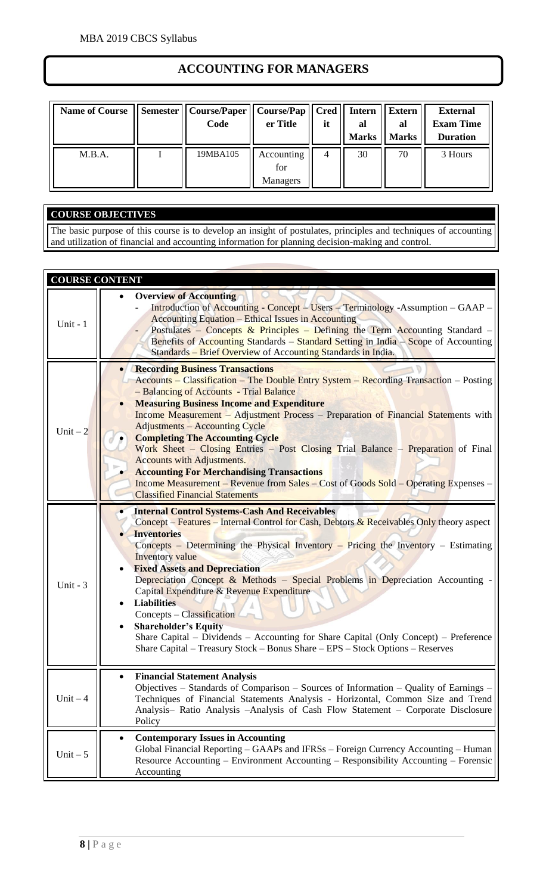# ACCOUNTING FOR MANAGERS

| Name of Course | Semester | Course/Paper Code | Course/Paper Title | Credit | Internal Marks | External Marks | External Exam Time Duration |
|---|---|---|---|---|---|---|---|
| M.B.A. | I | 19MBA105 | Accounting for Managers | 4 | 30 | 70 | 3 Hours |

## COURSE OBJECTIVES

The basic purpose of this course is to develop an insight of postulates, principles and techniques of accounting and utilization of financial and accounting information for planning decision-making and control.

## COURSE CONTENT

| Unit | Content |
|---|---|
| Unit - 1 | • **Overview of Accounting**<br>- Introduction of Accounting - Concept – Users – Terminology -Assumption – GAAP – Accounting Equation – Ethical Issues in Accounting<br>- Postulates – Concepts & Principles – Defining the Term Accounting Standard – Benefits of Accounting Standards – Standard Setting in India – Scope of Accounting Standards – Brief Overview of Accounting Standards in India. |
| Unit – 2 | • **Recording Business Transactions**<br>Accounts – Classification – The Double Entry System – Recording Transaction – Posting – Balancing of Accounts - Trial Balance<br>• **Measuring Business Income and Expenditure**<br>Income Measurement – Adjustment Process – Preparation of Financial Statements with Adjustments – Accounting Cycle<br>• **Completing The Accounting Cycle**<br>Work Sheet – Closing Entries – Post Closing Trial Balance – Preparation of Final Accounts with Adjustments.<br>• **Accounting For Merchandising Transactions**<br>Income Measurement – Revenue from Sales – Cost of Goods Sold – Operating Expenses – Classified Financial Statements |
| Unit - 3 | • **Internal Control Systems-Cash And Receivables**<br>Concept – Features – Internal Control for Cash, Debtors & Receivables Only theory aspect<br>• **Inventories**<br>Concepts – Determining the Physical Inventory – Pricing the Inventory – Estimating Inventory value<br>• **Fixed Assets and Depreciation**<br>Depreciation Concept & Methods – Special Problems in Depreciation Accounting - Capital Expenditure & Revenue Expenditure<br>• **Liabilities**<br>Concepts – Classification<br>• **Shareholder's Equity**<br>Share Capital – Dividends – Accounting for Share Capital (Only Concept) – Preference Share Capital – Treasury Stock – Bonus Share – EPS – Stock Options – Reserves |
| Unit – 4 | • **Financial Statement Analysis**<br>Objectives – Standards of Comparison – Sources of Information – Quality of Earnings – Techniques of Financial Statements Analysis - Horizontal, Common Size and Trend Analysis– Ratio Analysis –Analysis of Cash Flow Statement – Corporate Disclosure Policy |
| Unit – 5 | • **Contemporary Issues in Accounting**<br>Global Financial Reporting – GAAPs and IFRSs – Foreign Currency Accounting – Human Resource Accounting – Environment Accounting – Responsibility Accounting – Forensic Accounting |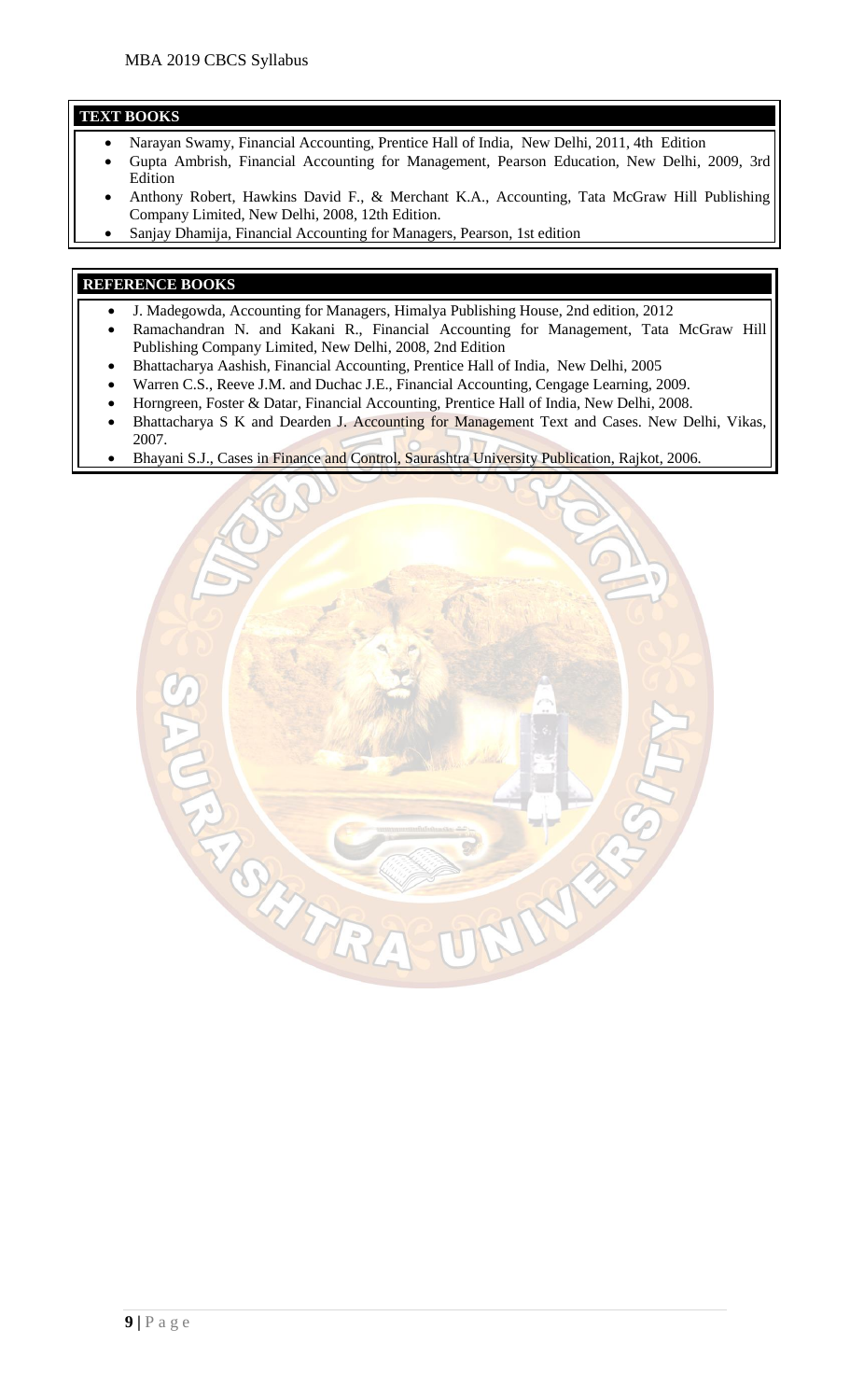## TEXT BOOKS

- Narayan Swamy, Financial Accounting, Prentice Hall of India, New Delhi, 2011, 4th Edition
- Gupta Ambrish, Financial Accounting for Management, Pearson Education, New Delhi, 2009, 3rd Edition
- Anthony Robert, Hawkins David F., & Merchant K.A., Accounting, Tata McGraw Hill Publishing Company Limited, New Delhi, 2008, 12th Edition.
- Sanjay Dhamija, Financial Accounting for Managers, Pearson, 1st edition

## REFERENCE BOOKS

- J. Madegowda, Accounting for Managers, Himalya Publishing House, 2nd edition, 2012
- Ramachandran N. and Kakani R., Financial Accounting for Management, Tata McGraw Hill Publishing Company Limited, New Delhi, 2008, 2nd Edition
- Bhattacharya Aashish, Financial Accounting, Prentice Hall of India, New Delhi, 2005
- Warren C.S., Reeve J.M. and Duchac J.E., Financial Accounting, Cengage Learning, 2009.
- Horngreen, Foster & Datar, Financial Accounting, Prentice Hall of India, New Delhi, 2008.
- Bhattacharya S K and Dearden J. Accounting for Management Text and Cases. New Delhi, Vikas, 2007.
- Bhayani S.J., Cases in Finance and Control, Saurashtra University Publication, Rajkot, 2006.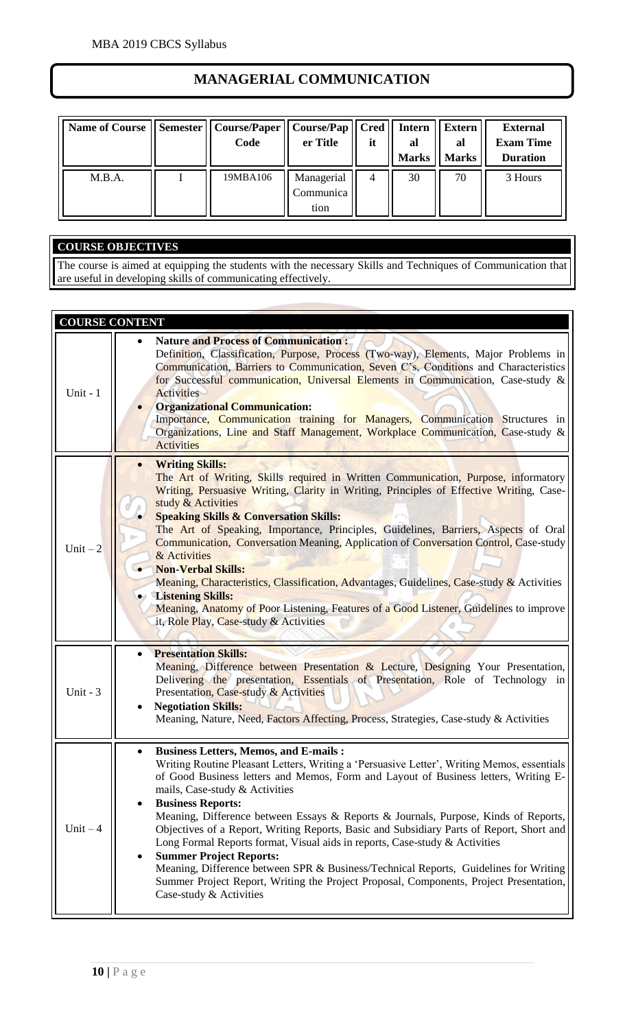# MANAGERIAL COMMUNICATION

| Name of Course | Semester | Course/Paper Code | Course/Paper Title | Credit | Internal Marks | External Marks | External Exam Time Duration |
|---|---|---|---|---|---|---|---|
| M.B.A. | I | 19MBA106 | Managerial Communication | 4 | 30 | 70 | 3 Hours |

## COURSE OBJECTIVES

The course is aimed at equipping the students with the necessary Skills and Techniques of Communication that are useful in developing skills of communicating effectively.

## COURSE CONTENT

| Unit | Content |
|---|---|
| Unit - 1 | • **Nature and Process of Communication :** Definition, Classification, Purpose, Process (Two-way), Elements, Major Problems in Communication, Barriers to Communication, Seven C's, Conditions and Characteristics for Successful communication, Universal Elements in Communication, Case-study & Activities<br>• **Organizational Communication:** Importance, Communication training for Managers, Communication Structures in Organizations, Line and Staff Management, Workplace Communication, Case-study & Activities |
| Unit – 2 | • **Writing Skills:** The Art of Writing, Skills required in Written Communication, Purpose, informatory Writing, Persuasive Writing, Clarity in Writing, Principles of Effective Writing, Case-study & Activities<br>• **Speaking Skills & Conversation Skills:** The Art of Speaking, Importance, Principles, Guidelines, Barriers, Aspects of Oral Communication, Conversation Meaning, Application of Conversation Control, Case-study & Activities<br>• **Non-Verbal Skills:** Meaning, Characteristics, Classification, Advantages, Guidelines, Case-study & Activities<br>• **Listening Skills:** Meaning, Anatomy of Poor Listening, Features of a Good Listener, Guidelines to improve it, Role Play, Case-study & Activities |
| Unit - 3 | • **Presentation Skills:** Meaning, Difference between Presentation & Lecture, Designing Your Presentation, Delivering the presentation, Essentials of Presentation, Role of Technology in Presentation, Case-study & Activities<br>• **Negotiation Skills:** Meaning, Nature, Need, Factors Affecting, Process, Strategies, Case-study & Activities |
| Unit – 4 | • **Business Letters, Memos, and E-mails :** Writing Routine Pleasant Letters, Writing a 'Persuasive Letter', Writing Memos, essentials of Good Business letters and Memos, Form and Layout of Business letters, Writing E-mails, Case-study & Activities<br>• **Business Reports:** Meaning, Difference between Essays & Reports & Journals, Purpose, Kinds of Reports, Objectives of a Report, Writing Reports, Basic and Subsidiary Parts of Report, Short and Long Formal Reports format, Visual aids in reports, Case-study & Activities<br>• **Summer Project Reports:** Meaning, Difference between SPR & Business/Technical Reports, Guidelines for Writing Summer Project Report, Writing the Project Proposal, Components, Project Presentation, Case-study & Activities |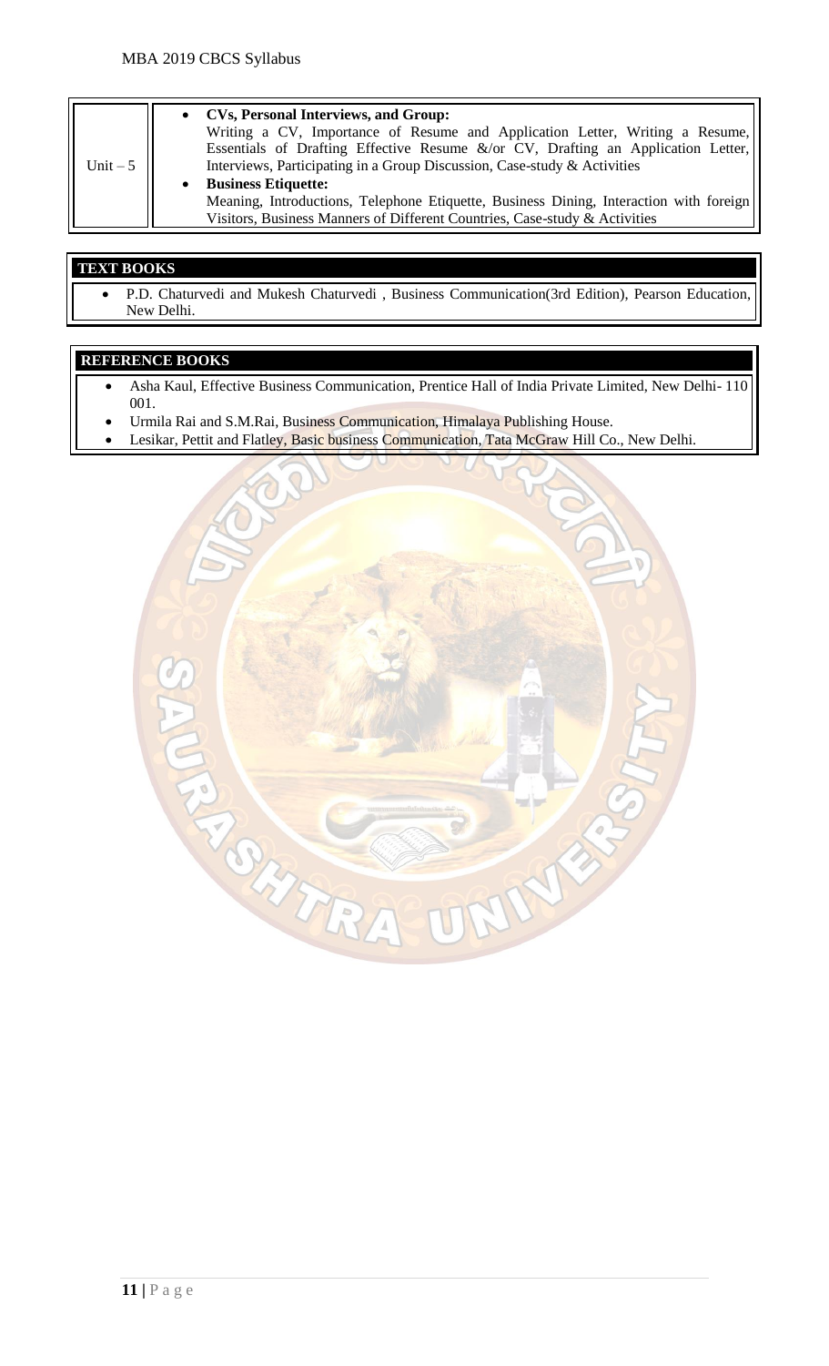| | |
|---|---|
| Unit – 5 | • **CVs, Personal Interviews, and Group:**<br>Writing a CV, Importance of Resume and Application Letter, Writing a Resume, Essentials of Drafting Effective Resume &/or CV, Drafting an Application Letter, Interviews, Participating in a Group Discussion, Case-study & Activities<br>• **Business Etiquette:**<br>Meaning, Introductions, Telephone Etiquette, Business Dining, Interaction with foreign Visitors, Business Manners of Different Countries, Case-study & Activities |

## TEXT BOOKS

- P.D. Chaturvedi and Mukesh Chaturvedi , Business Communication(3rd Edition), Pearson Education, New Delhi.

## REFERENCE BOOKS

- Asha Kaul, Effective Business Communication, Prentice Hall of India Private Limited, New Delhi- 110 001.
- Urmila Rai and S.M.Rai, Business Communication, Himalaya Publishing House.
- Lesikar, Pettit and Flatley, Basic business Communication, Tata McGraw Hill Co., New Delhi.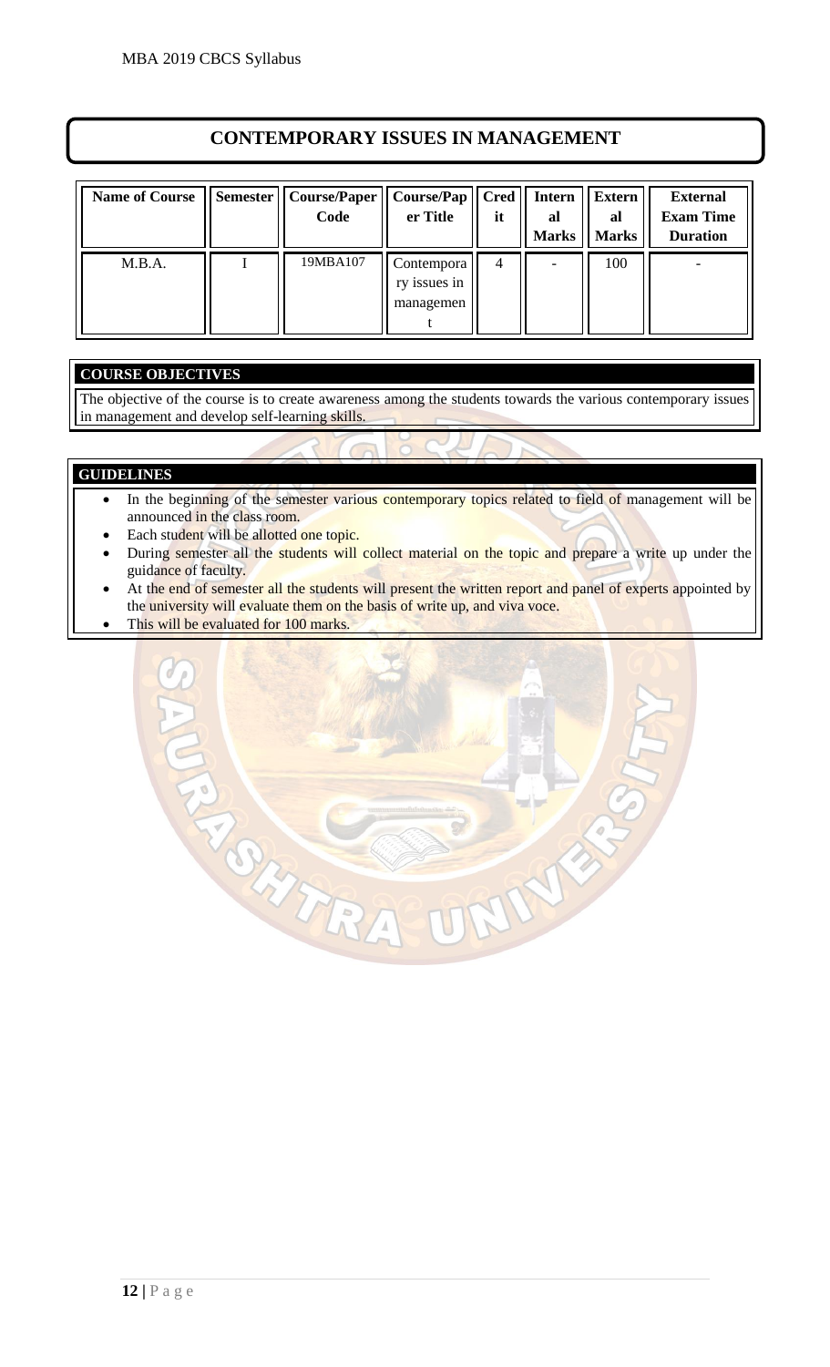# CONTEMPORARY ISSUES IN MANAGEMENT

| Name of Course | Semester | Course/Paper Code | Course/Paper Title | Credit | Internal Marks | External Marks | External Exam Time Duration |
|---|---|---|---|---|---|---|---|
| M.B.A. | I | 19MBA107 | Contemporary issues in management | 4 | - | 100 | - |

## COURSE OBJECTIVES

The objective of the course is to create awareness among the students towards the various contemporary issues in management and develop self-learning skills.

## GUIDELINES

- In the beginning of the semester various contemporary topics related to field of management will be announced in the class room.
- Each student will be allotted one topic.
- During semester all the students will collect material on the topic and prepare a write up under the guidance of faculty.
- At the end of semester all the students will present the written report and panel of experts appointed by the university will evaluate them on the basis of write up, and viva voce.
- This will be evaluated for 100 marks.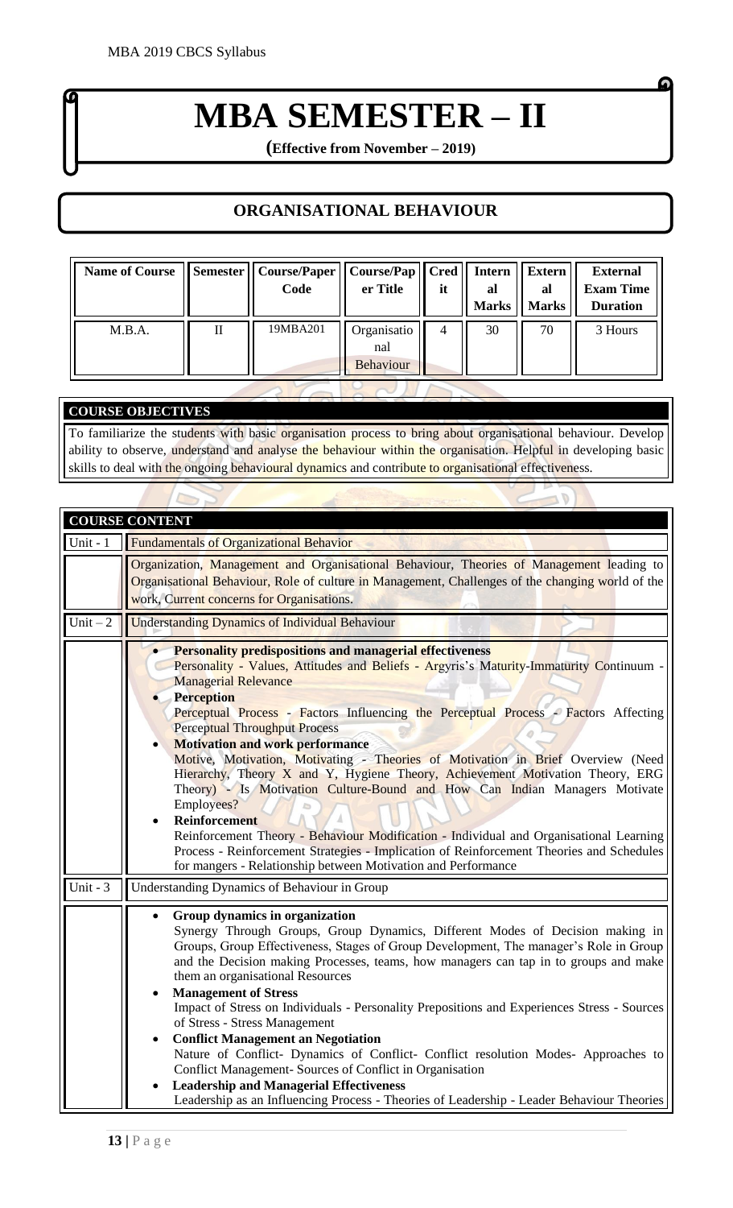# MBA SEMESTER – II

**(Effective from November – 2019)**

## ORGANISATIONAL BEHAVIOUR

| Name of Course | Semester | Course/Paper Code | Course/Paper Title | Credit | Internal Marks | External Marks | External Exam Time Duration |
|---|---|---|---|---|---|---|---|
| M.B.A. | II | 19MBA201 | Organisational Behaviour | 4 | 30 | 70 | 3 Hours |

### COURSE OBJECTIVES

To familiarize the students with basic organisation process to bring about organisational behaviour. Develop ability to observe, understand and analyse the behaviour within the organisation. Helpful in developing basic skills to deal with the ongoing behavioural dynamics and contribute to organisational effectiveness.

### COURSE CONTENT

**Unit - 1** Fundamentals of Organizational Behavior

Organization, Management and Organisational Behaviour, Theories of Management leading to Organisational Behaviour, Role of culture in Management, Challenges of the changing world of the work, Current concerns for Organisations.

**Unit – 2** Understanding Dynamics of Individual Behaviour

- **Personality predispositions and managerial effectiveness**
  Personality - Values, Attitudes and Beliefs - Argyris's Maturity-Immaturity Continuum - Managerial Relevance
- **Perception**
  Perceptual Process - Factors Influencing the Perceptual Process - Factors Affecting Perceptual Throughput Process
- **Motivation and work performance**
  Motive, Motivation, Motivating - Theories of Motivation in Brief Overview (Need Hierarchy, Theory X and Y, Hygiene Theory, Achievement Motivation Theory, ERG Theory) - Is Motivation Culture-Bound and How Can Indian Managers Motivate Employees?
- **Reinforcement**
  Reinforcement Theory - Behaviour Modification - Individual and Organisational Learning Process - Reinforcement Strategies - Implication of Reinforcement Theories and Schedules for mangers - Relationship between Motivation and Performance

**Unit - 3** Understanding Dynamics of Behaviour in Group

- **Group dynamics in organization**
  Synergy Through Groups, Group Dynamics, Different Modes of Decision making in Groups, Group Effectiveness, Stages of Group Development, The manager's Role in Group and the Decision making Processes, teams, how managers can tap in to groups and make them an organisational Resources
- **Management of Stress**
  Impact of Stress on Individuals - Personality Prepositions and Experiences Stress - Sources of Stress - Stress Management
- **Conflict Management an Negotiation**
  Nature of Conflict- Dynamics of Conflict- Conflict resolution Modes- Approaches to Conflict Management- Sources of Conflict in Organisation
- **Leadership and Managerial Effectiveness**
  Leadership as an Influencing Process - Theories of Leadership - Leader Behaviour Theories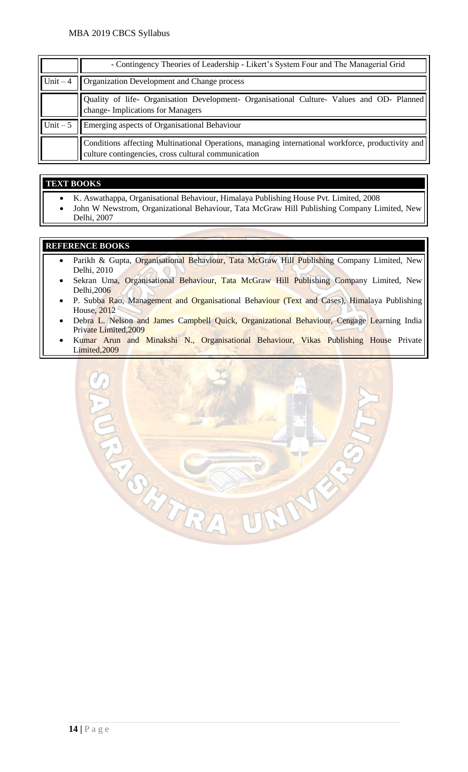| | |
|---|---|
| | - Contingency Theories of Leadership - Likert's System Four and The Managerial Grid |
| Unit – 4 | Organization Development and Change process |
| | Quality of life- Organisation Development- Organisational Culture- Values and OD- Planned change- Implications for Managers |
| Unit – 5 | Emerging aspects of Organisational Behaviour |
| | Conditions affecting Multinational Operations, managing international workforce, productivity and culture contingencies, cross cultural communication |

**TEXT BOOKS**

- K. Aswathappa, Organisational Behaviour, Himalaya Publishing House Pvt. Limited, 2008
- John W Newstrom, Organizational Behaviour, Tata McGraw Hill Publishing Company Limited, New Delhi, 2007

**REFERENCE BOOKS**

- Parikh & Gupta, Organisational Behaviour, Tata McGraw Hill Publishing Company Limited, New Delhi, 2010
- Sekran Uma, Organisational Behaviour, Tata McGraw Hill Publishing Company Limited, New Delhi,2006
- P. Subba Rao, Management and Organisational Behaviour (Text and Cases), Himalaya Publishing House, 2012
- Debra L. Nelson and James Campbell Quick, Organizational Behaviour, Cengage Learning India Private Limited,2009
- Kumar Arun and Minakshi N., Organisational Behaviour, Vikas Publishing House Private Limited,2009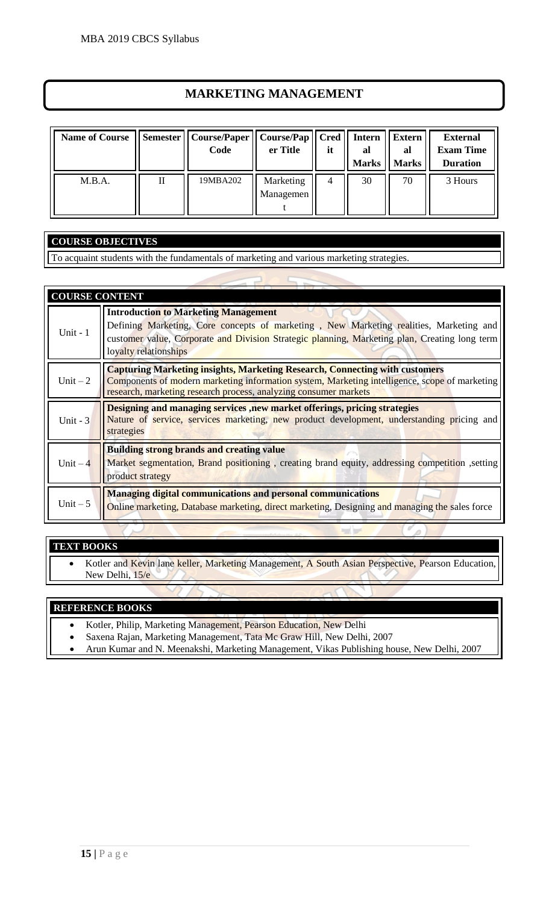# MARKETING MANAGEMENT

| Name of Course | Semester | Course/Paper Code | Course/Paper Title | Credit | Internal Marks | External Marks | External Exam Time Duration |
|---|---|---|---|---|---|---|---|
| M.B.A. | II | 19MBA202 | Marketing Management | 4 | 30 | 70 | 3 Hours |

## COURSE OBJECTIVES

To acquaint students with the fundamentals of marketing and various marketing strategies.

## COURSE CONTENT

| Unit | Content |
|---|---|
| Unit - 1 | **Introduction to Marketing Management** Defining Marketing, Core concepts of marketing , New Marketing realities, Marketing and customer value, Corporate and Division Strategic planning, Marketing plan, Creating long term loyalty relationships |
| Unit – 2 | **Capturing Marketing insights, Marketing Research, Connecting with customers** Components of modern marketing information system, Marketing intelligence, scope of marketing research, marketing research process, analyzing consumer markets |
| Unit - 3 | **Designing and managing services ,new market offerings, pricing strategies** Nature of service, services marketing, new product development, understanding pricing and strategies |
| Unit – 4 | **Building strong brands and creating value** Market segmentation, Brand positioning , creating brand equity, addressing competition ,setting product strategy |
| Unit – 5 | **Managing digital communications and personal communications** Online marketing, Database marketing, direct marketing, Designing and managing the sales force |

## TEXT BOOKS

- Kotler and Kevin lane keller, Marketing Management, A South Asian Perspective, Pearson Education, New Delhi, 15/e

## REFERENCE BOOKS

- Kotler, Philip, Marketing Management, Pearson Education, New Delhi
- Saxena Rajan, Marketing Management, Tata Mc Graw Hill, New Delhi, 2007
- Arun Kumar and N. Meenakshi, Marketing Management, Vikas Publishing house, New Delhi, 2007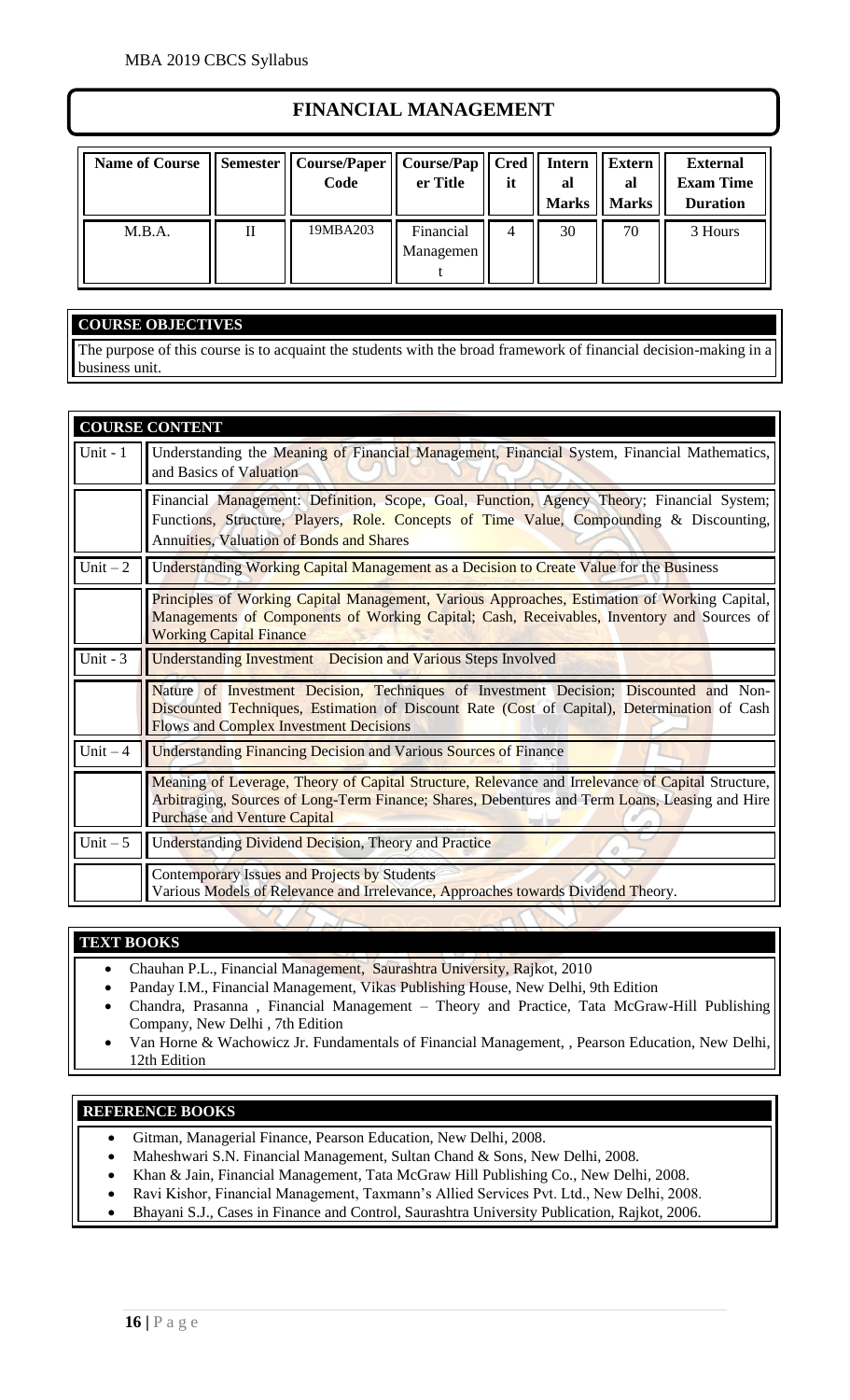# FINANCIAL MANAGEMENT

| Name of Course | Semester | Course/Paper Code | Course/Paper Title | Credit | Internal Marks | External Marks | External Exam Time Duration |
|---|---|---|---|---|---|---|---|
| M.B.A. | II | 19MBA203 | Financial Management | 4 | 30 | 70 | 3 Hours |

## COURSE OBJECTIVES

The purpose of this course is to acquaint the students with the broad framework of financial decision-making in a business unit.

## COURSE CONTENT

| | |
|---|---|
| Unit - 1 | Understanding the Meaning of Financial Management, Financial System, Financial Mathematics, and Basics of Valuation |
| | Financial Management: Definition, Scope, Goal, Function, Agency Theory; Financial System; Functions, Structure, Players, Role. Concepts of Time Value, Compounding & Discounting, Annuities, Valuation of Bonds and Shares |
| Unit – 2 | Understanding Working Capital Management as a Decision to Create Value for the Business |
| | Principles of Working Capital Management, Various Approaches, Estimation of Working Capital, Managements of Components of Working Capital; Cash, Receivables, Inventory and Sources of Working Capital Finance |
| Unit - 3 | Understanding Investment Decision and Various Steps Involved |
| | Nature of Investment Decision, Techniques of Investment Decision; Discounted and Non-Discounted Techniques, Estimation of Discount Rate (Cost of Capital), Determination of Cash Flows and Complex Investment Decisions |
| Unit – 4 | Understanding Financing Decision and Various Sources of Finance |
| | Meaning of Leverage, Theory of Capital Structure, Relevance and Irrelevance of Capital Structure, Arbitraging, Sources of Long-Term Finance; Shares, Debentures and Term Loans, Leasing and Hire Purchase and Venture Capital |
| Unit – 5 | Understanding Dividend Decision, Theory and Practice |
| | Contemporary Issues and Projects by Students<br>Various Models of Relevance and Irrelevance, Approaches towards Dividend Theory. |

## TEXT BOOKS

- Chauhan P.L., Financial Management, Saurashtra University, Rajkot, 2010
- Panday I.M., Financial Management, Vikas Publishing House, New Delhi, 9th Edition
- Chandra, Prasanna , Financial Management – Theory and Practice, Tata McGraw-Hill Publishing Company, New Delhi , 7th Edition
- Van Horne & Wachowicz Jr. Fundamentals of Financial Management, , Pearson Education, New Delhi, 12th Edition

## REFERENCE BOOKS

- Gitman, Managerial Finance, Pearson Education, New Delhi, 2008.
- Maheshwari S.N. Financial Management, Sultan Chand & Sons, New Delhi, 2008.
- Khan & Jain, Financial Management, Tata McGraw Hill Publishing Co., New Delhi, 2008.
- Ravi Kishor, Financial Management, Taxmann's Allied Services Pvt. Ltd., New Delhi, 2008.
- Bhayani S.J., Cases in Finance and Control, Saurashtra University Publication, Rajkot, 2006.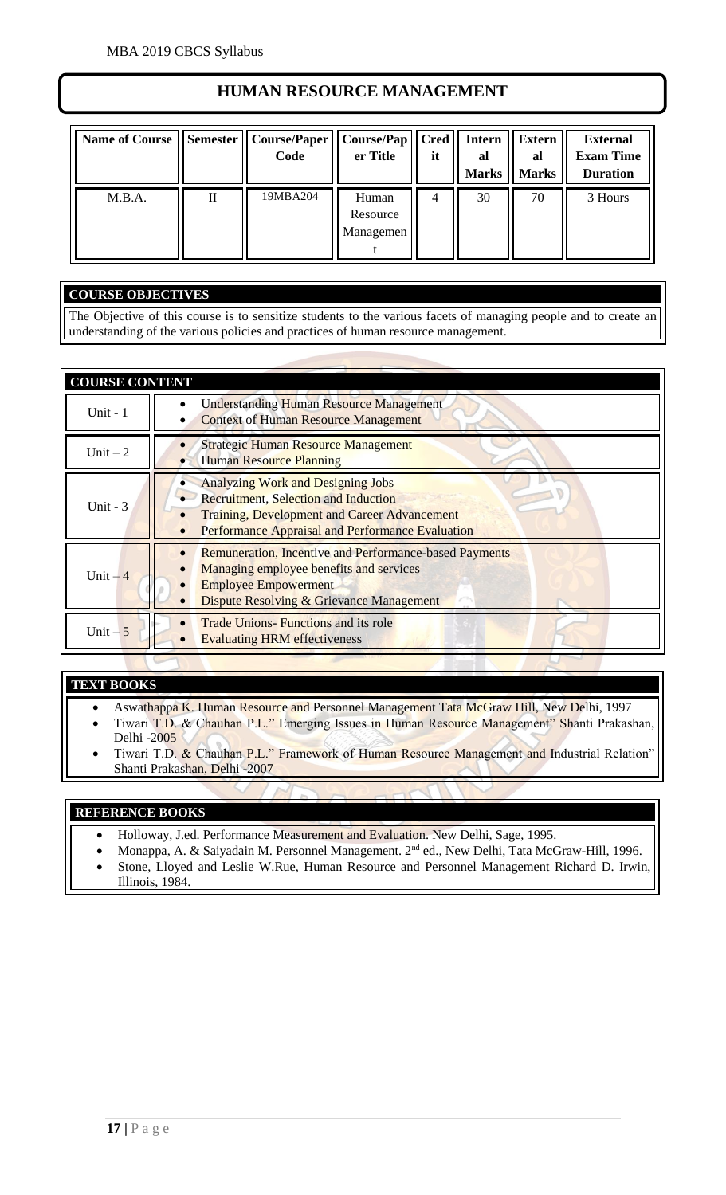## HUMAN RESOURCE MANAGEMENT

| Name of Course | Semester | Course/Paper Code | Course/Paper Title | Credit | Internal Marks | External Marks | External Exam Time Duration |
|---|---|---|---|---|---|---|---|
| M.B.A. | II | 19MBA204 | Human Resource Management | 4 | 30 | 70 | 3 Hours |

### COURSE OBJECTIVES

The Objective of this course is to sensitize students to the various facets of managing people and to create an understanding of the various policies and practices of human resource management.

### COURSE CONTENT

| Unit | Content |
|---|---|
| Unit - 1 | • Understanding Human Resource Management<br>• Context of Human Resource Management |
| Unit – 2 | • Strategic Human Resource Management<br>• Human Resource Planning |
| Unit - 3 | • Analyzing Work and Designing Jobs<br>• Recruitment, Selection and Induction<br>• Training, Development and Career Advancement<br>• Performance Appraisal and Performance Evaluation |
| Unit – 4 | • Remuneration, Incentive and Performance-based Payments<br>• Managing employee benefits and services<br>• Employee Empowerment<br>• Dispute Resolving & Grievance Management |
| Unit – 5 | • Trade Unions- Functions and its role<br>• Evaluating HRM effectiveness |

### TEXT BOOKS

- Aswathappa K. Human Resource and Personnel Management Tata McGraw Hill, New Delhi, 1997
- Tiwari T.D. & Chauhan P.L." Emerging Issues in Human Resource Management" Shanti Prakashan, Delhi -2005
- Tiwari T.D. & Chauhan P.L." Framework of Human Resource Management and Industrial Relation" Shanti Prakashan, Delhi -2007

### REFERENCE BOOKS

- Holloway, J.ed. Performance Measurement and Evaluation. New Delhi, Sage, 1995.
- Monappa, A. & Saiyadain M. Personnel Management. 2nd ed., New Delhi, Tata McGraw-Hill, 1996.
- Stone, Lloyed and Leslie W.Rue, Human Resource and Personnel Management Richard D. Irwin, Illinois, 1984.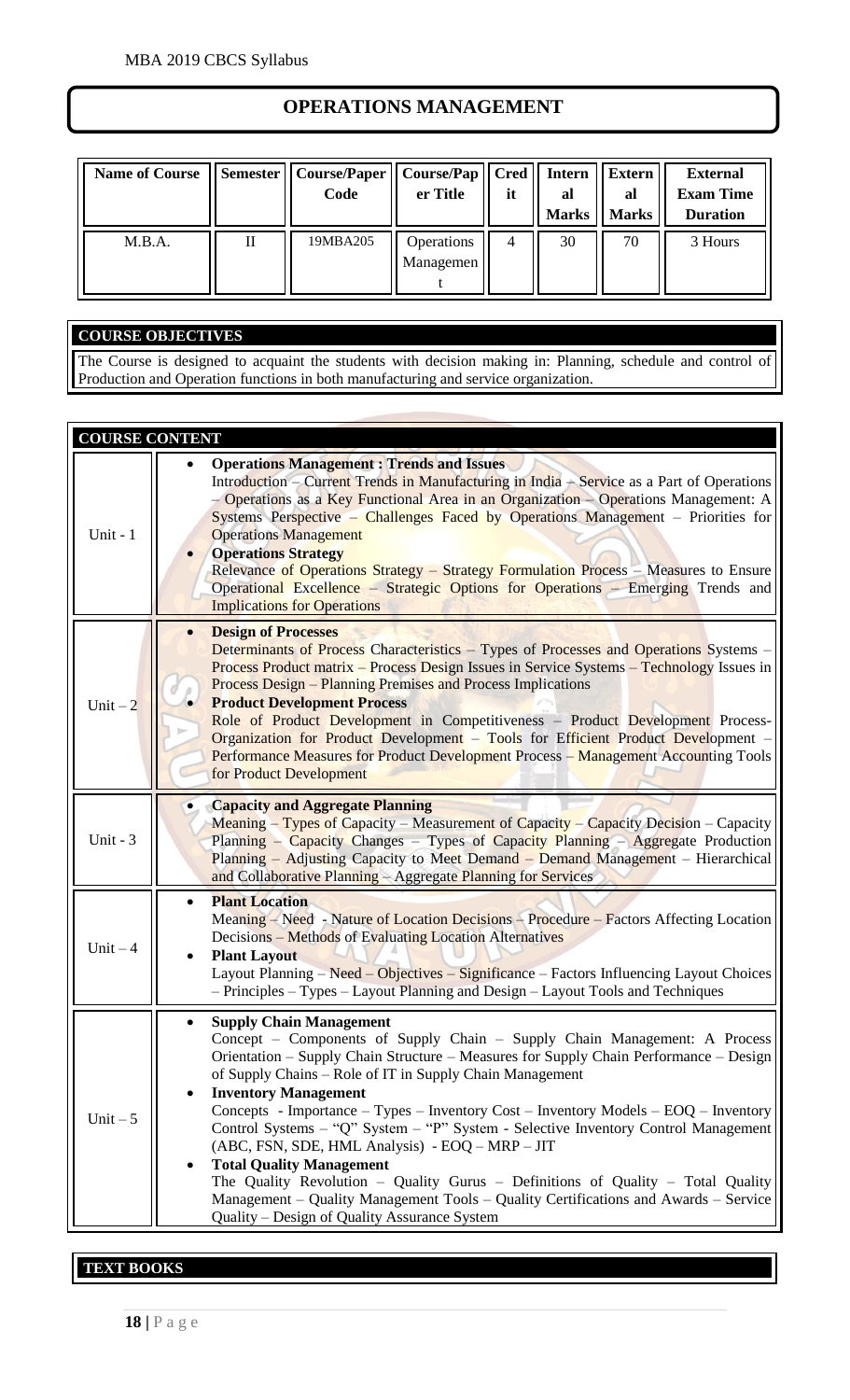# OPERATIONS MANAGEMENT

| Name of Course | Semester | Course/Paper Code | Course/Paper Title | Credit | Internal Marks | External Marks | External Exam Time Duration |
|---|---|---|---|---|---|---|---|
| M.B.A. | II | 19MBA205 | Operations Management | 4 | 30 | 70 | 3 Hours |

## COURSE OBJECTIVES

The Course is designed to acquaint the students with decision making in: Planning, schedule and control of Production and Operation functions in both manufacturing and service organization.

## COURSE CONTENT

| Unit | Content |
|---|---|
| Unit - 1 | • **Operations Management : Trends and Issues** Introduction – Current Trends in Manufacturing in India – Service as a Part of Operations – Operations as a Key Functional Area in an Organization – Operations Management: A Systems Perspective – Challenges Faced by Operations Management – Priorities for Operations Management • **Operations Strategy** Relevance of Operations Strategy – Strategy Formulation Process – Measures to Ensure Operational Excellence – Strategic Options for Operations – Emerging Trends and Implications for Operations |
| Unit – 2 | • **Design of Processes** Determinants of Process Characteristics – Types of Processes and Operations Systems – Process Product matrix – Process Design Issues in Service Systems – Technology Issues in Process Design – Planning Premises and Process Implications • **Product Development Process** Role of Product Development in Competitiveness – Product Development Process-Organization for Product Development – Tools for Efficient Product Development – Performance Measures for Product Development Process – Management Accounting Tools for Product Development |
| Unit - 3 | • **Capacity and Aggregate Planning** Meaning – Types of Capacity – Measurement of Capacity – Capacity Decision – Capacity Planning – Capacity Changes – Types of Capacity Planning – Aggregate Production Planning – Adjusting Capacity to Meet Demand – Demand Management – Hierarchical and Collaborative Planning – Aggregate Planning for Services |
| Unit – 4 | • **Plant Location** Meaning – Need - Nature of Location Decisions – Procedure – Factors Affecting Location Decisions – Methods of Evaluating Location Alternatives • **Plant Layout** Layout Planning – Need – Objectives – Significance – Factors Influencing Layout Choices – Principles – Types – Layout Planning and Design – Layout Tools and Techniques |
| Unit – 5 | • **Supply Chain Management** Concept – Components of Supply Chain – Supply Chain Management: A Process Orientation – Supply Chain Structure – Measures for Supply Chain Performance – Design of Supply Chains – Role of IT in Supply Chain Management • **Inventory Management** Concepts - Importance – Types – Inventory Cost – Inventory Models – EOQ – Inventory Control Systems – "Q" System – "P" System - Selective Inventory Control Management (ABC, FSN, SDE, HML Analysis) - EOQ – MRP – JIT • **Total Quality Management** The Quality Revolution – Quality Gurus – Definitions of Quality – Total Quality Management – Quality Management Tools – Quality Certifications and Awards – Service Quality – Design of Quality Assurance System |

## TEXT BOOKS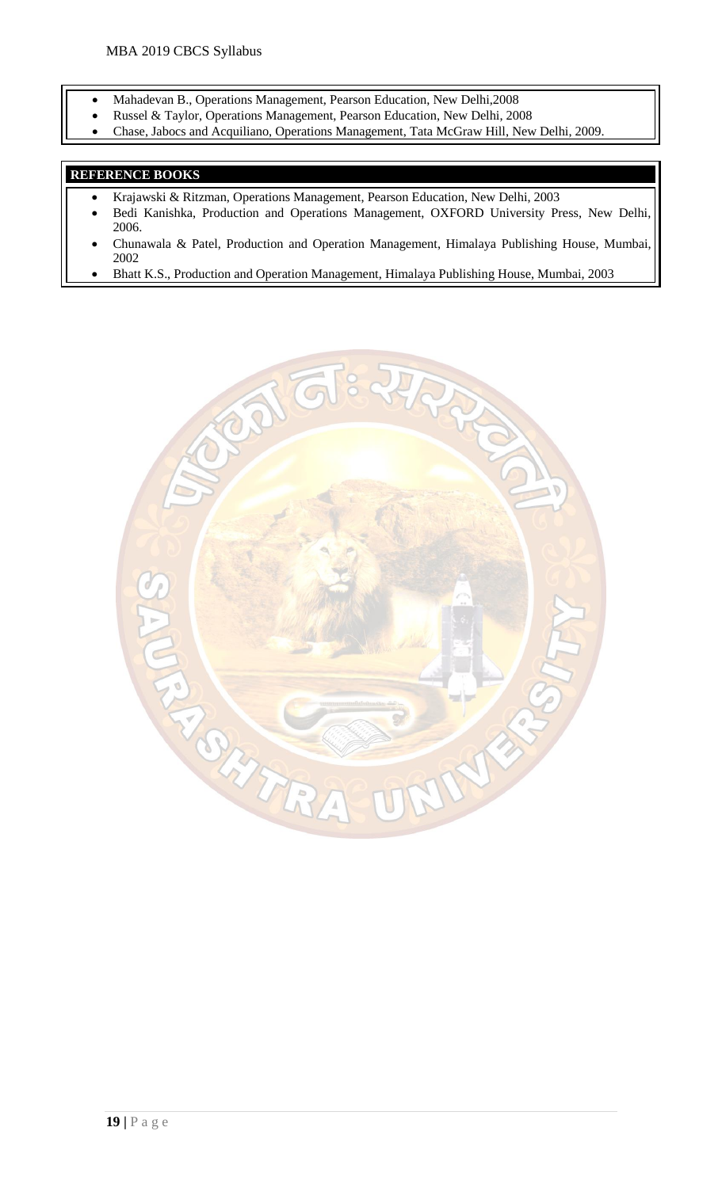- Mahadevan B., Operations Management, Pearson Education, New Delhi,2008
- Russel & Taylor, Operations Management, Pearson Education, New Delhi, 2008
- Chase, Jabocs and Acquiliano, Operations Management, Tata McGraw Hill, New Delhi, 2009.

**REFERENCE BOOKS**

- Krajawski & Ritzman, Operations Management, Pearson Education, New Delhi, 2003
- Bedi Kanishka, Production and Operations Management, OXFORD University Press, New Delhi, 2006.
- Chunawala & Patel, Production and Operation Management, Himalaya Publishing House, Mumbai, 2002
- Bhatt K.S., Production and Operation Management, Himalaya Publishing House, Mumbai, 2003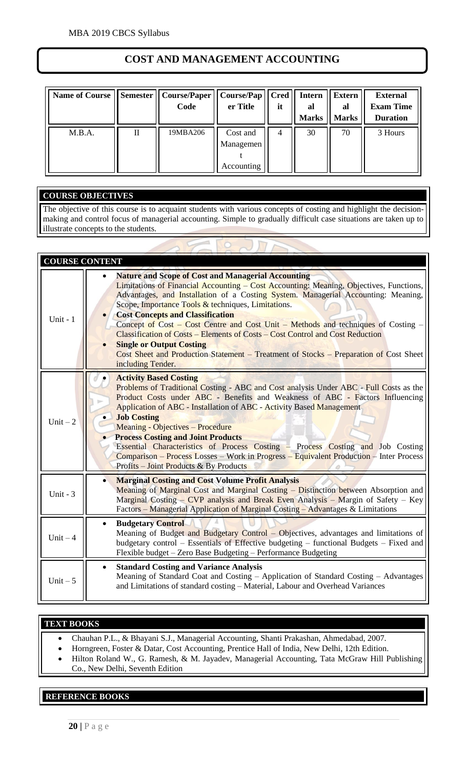## COST AND MANAGEMENT ACCOUNTING

| Name of Course | Semester | Course/Paper Code | Course/Paper Title | Credit | Internal Marks | External Marks | External Exam Time Duration |
|---|---|---|---|---|---|---|---|
| M.B.A. | II | 19MBA206 | Cost and Management Accounting | 4 | 30 | 70 | 3 Hours |

### COURSE OBJECTIVES

The objective of this course is to acquaint students with various concepts of costing and highlight the decision-making and control focus of managerial accounting. Simple to gradually difficult case situations are taken up to illustrate concepts to the students.

### COURSE CONTENT

| Unit | Content |
|---|---|
| Unit - 1 | • **Nature and Scope of Cost and Managerial Accounting** Limitations of Financial Accounting – Cost Accounting: Meaning, Objectives, Functions, Advantages, and Installation of a Costing System. Managerial Accounting: Meaning, Scope, Importance Tools & techniques, Limitations. • **Cost Concepts and Classification** Concept of Cost – Cost Centre and Cost Unit – Methods and techniques of Costing – Classification of Costs – Elements of Costs – Cost Control and Cost Reduction • **Single or Output Costing** Cost Sheet and Production Statement – Treatment of Stocks – Preparation of Cost Sheet including Tender. |
| Unit – 2 | • **Activity Based Costing** Problems of Traditional Costing - ABC and Cost analysis Under ABC - Full Costs as the Product Costs under ABC - Benefits and Weakness of ABC - Factors Influencing Application of ABC - Installation of ABC - Activity Based Management • **Job Costing** Meaning - Objectives – Procedure • **Process Costing and Joint Products** Essential Characteristics of Process Costing – Process Costing and Job Costing Comparison – Process Losses – Work in Progress – Equivalent Production – Inter Process Profits – Joint Products & By Products |
| Unit - 3 | • **Marginal Costing and Cost Volume Profit Analysis** Meaning of Marginal Cost and Marginal Costing – Distinction between Absorption and Marginal Costing – CVP analysis and Break Even Analysis – Margin of Safety – Key Factors – Managerial Application of Marginal Costing – Advantages & Limitations |
| Unit – 4 | • **Budgetary Control** Meaning of Budget and Budgetary Control – Objectives, advantages and limitations of budgetary control – Essentials of Effective budgeting – functional Budgets – Fixed and Flexible budget – Zero Base Budgeting – Performance Budgeting |
| Unit – 5 | • **Standard Costing and Variance Analysis** Meaning of Standard Coat and Costing – Application of Standard Costing – Advantages and Limitations of standard costing – Material, Labour and Overhead Variances |

### TEXT BOOKS

- Chauhan P.L., & Bhayani S.J., Managerial Accounting, Shanti Prakashan, Ahmedabad, 2007.
- Horngreen, Foster & Datar, Cost Accounting, Prentice Hall of India, New Delhi, 12th Edition.
- Hilton Roland W., G. Ramesh, & M. Jayadev, Managerial Accounting, Tata McGraw Hill Publishing Co., New Delhi, Seventh Edition

### REFERENCE BOOKS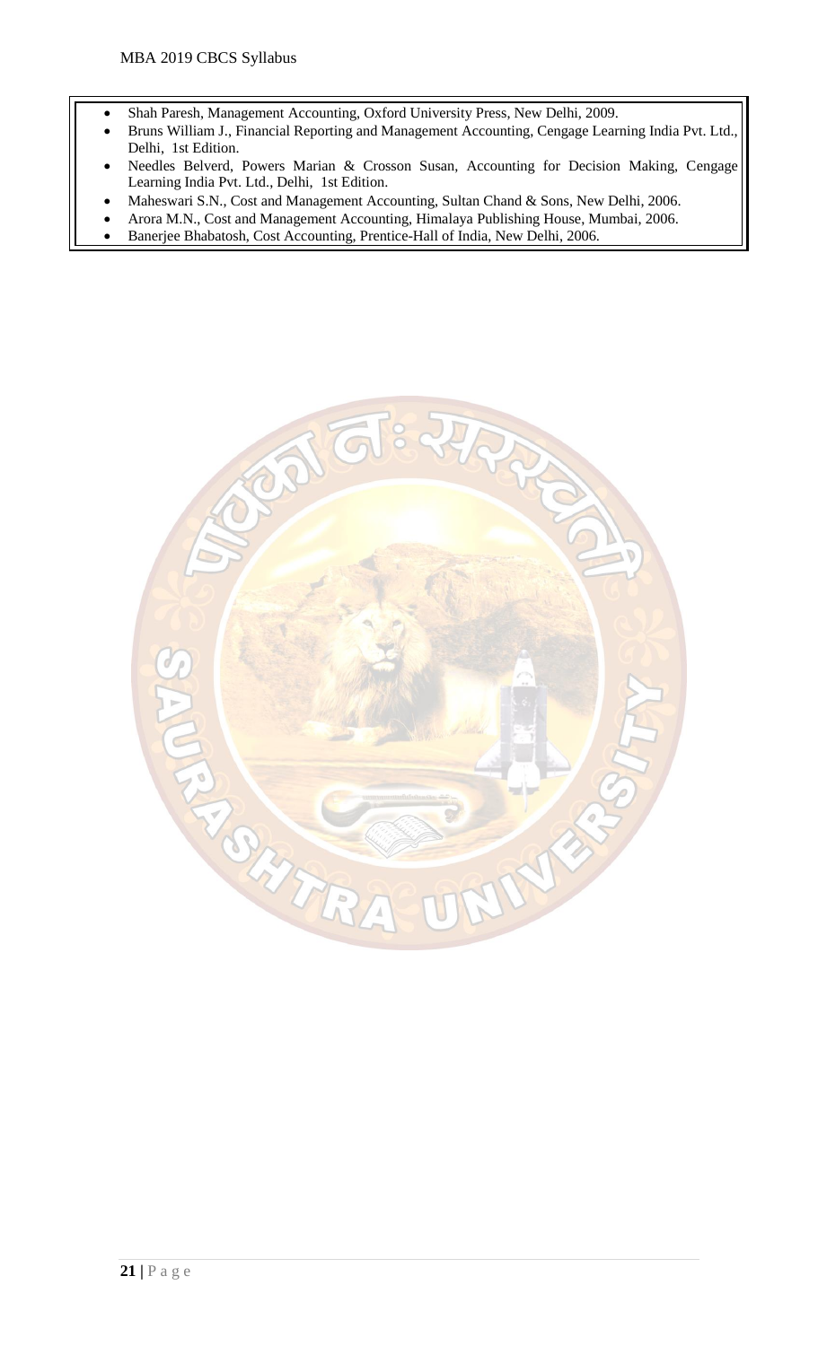- Shah Paresh, Management Accounting, Oxford University Press, New Delhi, 2009.
- Bruns William J., Financial Reporting and Management Accounting, Cengage Learning India Pvt. Ltd., Delhi, 1st Edition.
- Needles Belverd, Powers Marian & Crosson Susan, Accounting for Decision Making, Cengage Learning India Pvt. Ltd., Delhi, 1st Edition.
- Maheswari S.N., Cost and Management Accounting, Sultan Chand & Sons, New Delhi, 2006.
- Arora M.N., Cost and Management Accounting, Himalaya Publishing House, Mumbai, 2006.
- Banerjee Bhabatosh, Cost Accounting, Prentice-Hall of India, New Delhi, 2006.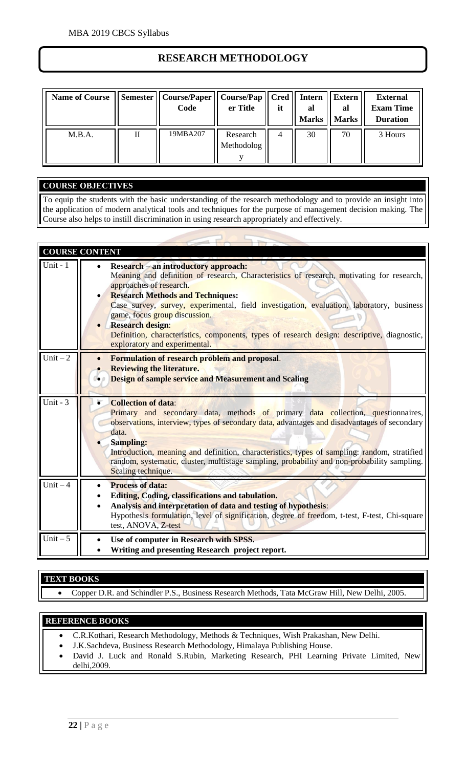# RESEARCH METHODOLOGY

| Name of Course | Semester | Course/Paper Code | Course/Paper Title | Credit | Internal Marks | External Marks | External Exam Time Duration |
|---|---|---|---|---|---|---|---|
| M.B.A. | II | 19MBA207 | Research Methodology | 4 | 30 | 70 | 3 Hours |

## COURSE OBJECTIVES

To equip the students with the basic understanding of the research methodology and to provide an insight into the application of modern analytical tools and techniques for the purpose of management decision making. The Course also helps to instill discrimination in using research appropriately and effectively.

## COURSE CONTENT

| | |
|---|---|
| Unit - 1 | • **Research – an introductory approach:** Meaning and definition of research, Characteristics of research, motivating for research, approaches of research.<br>• **Research Methods and Techniques:** Case survey, survey, experimental, field investigation, evaluation, laboratory, business game, focus group discussion.<br>• **Research design**: Definition, characteristics, components, types of research design: descriptive, diagnostic, exploratory and experimental. |
| Unit – 2 | • **Formulation of research problem and proposal**.<br>• **Reviewing the literature.**<br>• **Design of sample service and Measurement and Scaling** |
| Unit - 3 | • **Collection of data**: Primary and secondary data, methods of primary data collection, questionnaires, observations, interview, types of secondary data, advantages and disadvantages of secondary data.<br>• **Sampling:** Introduction, meaning and definition, characteristics, types of sampling: random, stratified random, systematic, cluster, multistage sampling, probability and non-probability sampling. Scaling technique. |
| Unit – 4 | • **Process of data:**<br>• **Editing, Coding, classifications and tabulation.**<br>• **Analysis and interpretation of data and testing of hypothesis**: Hypothesis formulation, level of signification, degree of freedom, t-test, F-test, Chi-square test, ANOVA, Z-test |
| Unit – 5 | • **Use of computer in Research with SPSS.**<br>• **Writing and presenting Research project report.** |

## TEXT BOOKS

- Copper D.R. and Schindler P.S., Business Research Methods, Tata McGraw Hill, New Delhi, 2005.

## REFERENCE BOOKS

- C.R.Kothari, Research Methodology, Methods & Techniques, Wish Prakashan, New Delhi.
- J.K.Sachdeva, Business Research Methodology, Himalaya Publishing House.
- David J. Luck and Ronald S.Rubin, Marketing Research, PHI Learning Private Limited, New delhi,2009.